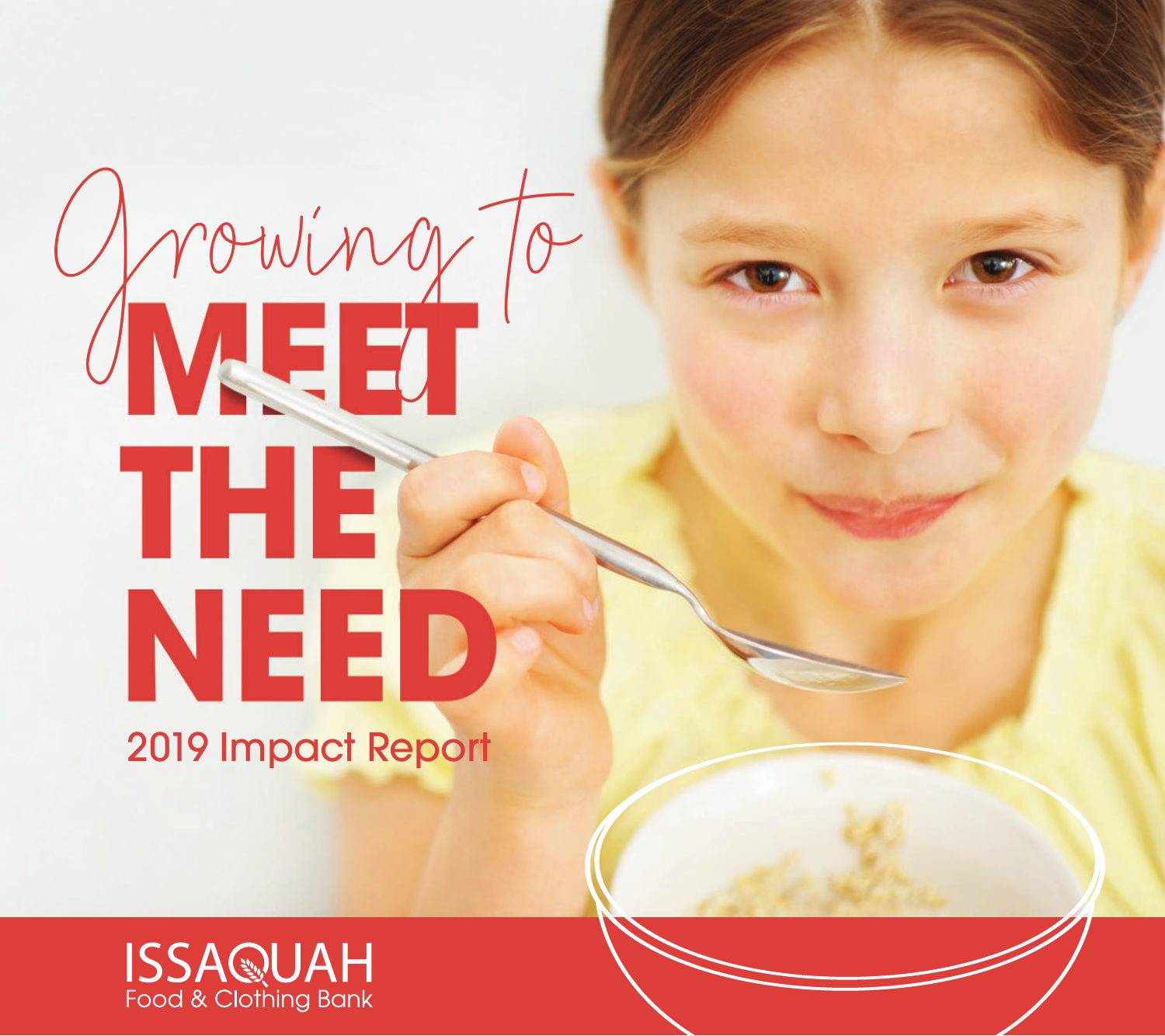# Growing to MEET THE NEED

## 2019 Impact Report

ISSAQUAH
Food & Clothing Bank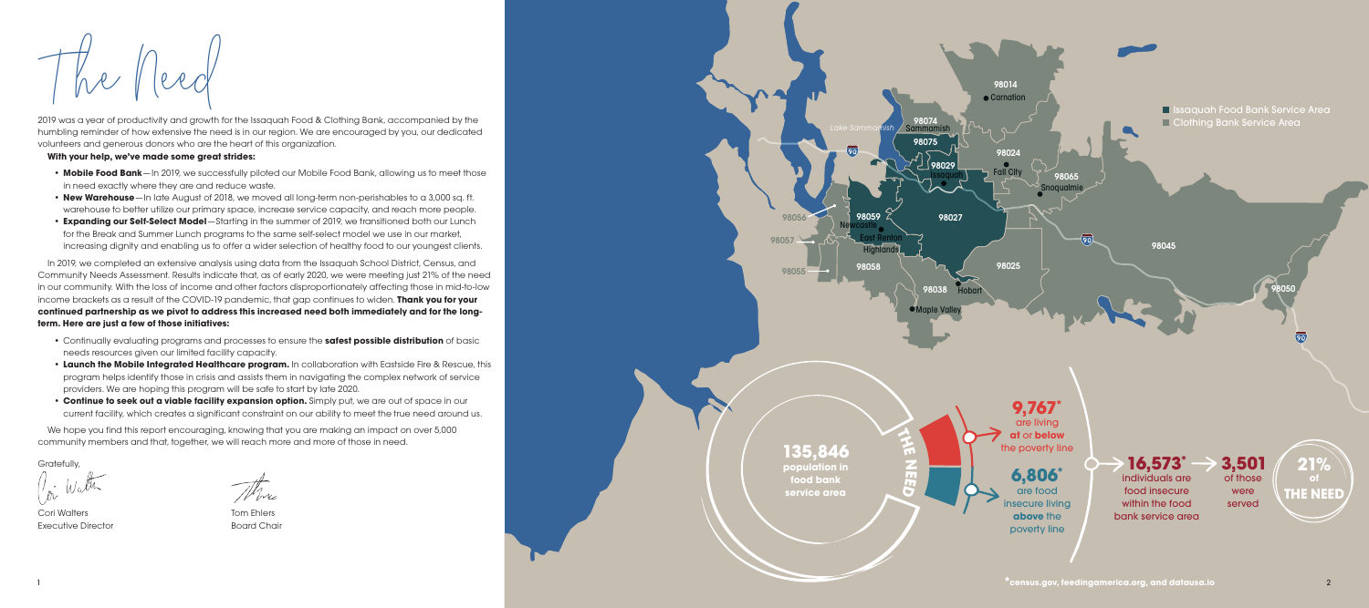# The Need

2019 was a year of productivity and growth for the Issaquah Food & Clothing Bank, accompanied by the humbling reminder of how extensive the need is in our region. We are encouraged by you, our dedicated volunteers and generous donors who are the heart of this organization.

**With your help, we've made some great strides:**

- **Mobile Food Bank**—In 2019, we successfully piloted our Mobile Food Bank, allowing us to meet those in need exactly where they are and reduce waste.
- **New Warehouse**—In late August of 2018, we moved all long-term non-perishables to a 3,000 sq. ft. warehouse to better utilize our primary space, increase service capacity, and reach more people.
- **Expanding our Self-Select Model**—Starting in the summer of 2019, we transitioned both our Lunch for the Break and Summer Lunch programs to the same self-select model we use in our market, increasing dignity and enabling us to offer a wider selection of healthy food to our youngest clients.

In 2019, we completed an extensive analysis using data from the Issaquah School District, Census, and Community Needs Assessment. Results indicate that, as of early 2020, we were meeting just 21% of the need in our community. With the loss of income and other factors disproportionately affecting those in mid-to-low income brackets as a result of the COVID-19 pandemic, that gap continues to widen. **Thank you for your continued partnership as we pivot to address this increased need both immediately and for the long-term. Here are just a few of those initiatives:**

- Continually evaluating programs and processes to ensure the **safest possible distribution** of basic needs resources given our limited facility capacity.
- **Launch the Mobile Integrated Healthcare program.** In collaboration with Eastside Fire & Rescue, this program helps identify those in crisis and assists them in navigating the complex network of service providers. We are hoping this program will be safe to start by late 2020.
- **Continue to seek out a viable facility expansion option.** Simply put, we are out of space in our current facility, which creates a significant constraint on our ability to meet the true need around us.

We hope you find this report encouraging, knowing that you are making an impact on over 5,000 community members and that, together, we will reach more and more of those in need.

Gratefully,

Cori Walters
Executive Director

Tom Ehlers
Board Chair

Issaquah Food Bank Service Area
Clothing Bank Service Area

98014 Carnation, 98074 Sammamish, 98075, 98024 Fall City, 98029 Issaquah, 98065 Snoqualmie, 98056, 98059 Newcastle, 98027, 98057, East Renton Highlands, 98045, 98055, 98058, 98025, 98038 Hobart, Maple Valley, 98050, Lake Sammamish

**135,846** population in food bank service area

**THE NEED**

**9,767*** are living **at** or **below** the poverty line

**6,806*** are food insecure living **above** the poverty line

**16,573*** individuals are food insecure within the food bank service area

**3,501** of those were served

**21%** of **THE NEED**

*census.gov, feedingamerica.org, and datausa.io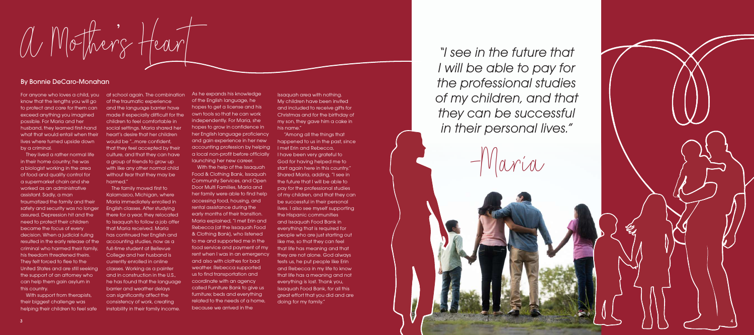# A Mother's Heart

**By Bonnie DeCaro-Monahan**

For anyone who loves a child, you know that the lengths you will go to protect and care for them can exceed anything you imagined possible. For Maria and her husband, they learned first-hand what that would entail when their lives were turned upside down by a criminal.

They lived a rather normal life in their home country; he was a biologist working in the area of food and quality control for a supermarket chain and she worked as an administrative assistant. Sadly, a man traumatized the family and their safety and security was no longer assured. Depression hit and the need to protect their children became the focus of every decision. When a judicial ruling resulted in the early release of the criminal who harmed their family, his freedom threatened theirs. They felt forced to flee to the United States and are still seeking the support of an attorney who can help them gain asylum in this country.

With support from therapists, their biggest challenge was helping their children to feel safe at school again. The combination of the traumatic experience and the language barrier have made it especially difficult for the children to feel comfortable in social settings. Maria shared her heart's desire that her children would be "...more confident, that they feel accepted by their culture, and that they can have a group of friends to grow up with like any other normal child without fear that they may be harmed."

The family moved first to Kalamazoo, Michigan, where Maria immediately enrolled in English classes. After studying there for a year, they relocated to Issaquah to follow a job offer that Maria received. Maria has continued her English and accounting studies, now as a full-time student at Bellevue College and her husband is currently enrolled in online classes. Working as a painter and in construction in the U.S., he has found that the language barrier and weather delays can significantly affect the consistency of work, creating instability in their family income. As he expands his knowledge of the English language, he hopes to get a license and his own tools so that he can work independently. For Maria, she hopes to grow in confidence in her English language proficiency and gain experience in her new accounting profession by helping a local non-profit before officially launching her new career.

With the help of the Issaquah Food & Clothing Bank, Issaquah Community Services, and Open Door Multi Families, Maria and her family were able to find help accessing food, housing, and rental assistance during the early months of their transition. Maria explained, "I met Erin and Rebecca (at the Issaquah Food & Clothing Bank), who listened to me and supported me in the food service and payment of my rent when I was in an emergency and also with clothes for bad weather. Rebecca supported us to find transportation and coordinate with an agency called Furniture Bank to give us furniture; beds and everything related to the needs of a home, because we arrived in the Issaquah area with nothing. My children have been invited and included to receive gifts for Christmas and for the birthday of my son, they gave him a cake in his name."

"Among all the things that happened to us in the past, since I met Erin and Rebecca, I have been very grateful to God for having helped me to start again here in this country." Shared Maria, adding, "I see in the future that I will be able to pay for the professional studies of my children, and that they can be successful in their personal lives. I also see myself supporting the Hispanic communities and Issaquah Food Bank in everything that is required for people who are just starting out like me, so that they can feel that life has meaning and that they are not alone. God always tests us, he put people like Erin and Rebecca in my life to know that life has a meaning and not everything is lost. Thank you, Issaquah Food Bank, for all this great effort that you did and are doing for my family."

> *"I see in the future that I will be able to pay for the professional studies of my children, and that they can be successful in their personal lives."*
>
> –Maria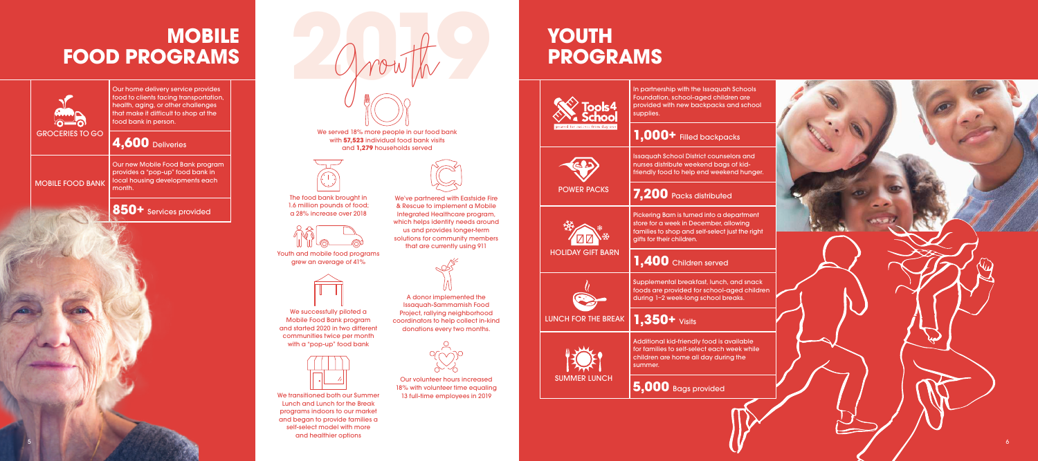# MOBILE FOOD PROGRAMS

**GROCERIES TO GO**

Our home delivery service provides food to clients facing transportation, health, aging, or other challenges that make it difficult to shop at the food bank in person.

**4,600** Deliveries

**MOBILE FOOD BANK**

Our new Mobile Food Bank program provides a "pop-up" food bank in local housing developments each month.

**850+** Services provided

# 2019 Growth

We served 18% more people in our food bank with **57,523** individual food bank visits and **1,279** households served

The food bank brought in 1.6 million pounds of food; a 28% increase over 2018

Youth and mobile food programs grew an average of 41%

We successfully piloted a Mobile Food Bank program and started 2020 in two different communities twice per month with a "pop-up" food bank

We transitioned both our Summer Lunch and Lunch for the Break programs indoors to our market and began to provide families a self-select model with more and healthier options

We've partnered with Eastside Fire & Rescue to implement a Mobile Integrated Healthcare program, which helps identify needs around us and provides longer-term solutions for community members that are currently using 911

A donor implemented the Issaquah-Sammamish Food Project, rallying neighborhood coordinators to help collect in-kind donations every two months.

Our volunteer hours increased 18% with volunteer time equaling 13 full-time employees in 2019

# YOUTH PROGRAMS

**Tools4School** — geared for success from day one

In partnership with the Issaquah Schools Foundation, school-aged children are provided with new backpacks and school supplies.

**1,000+** Filled backpacks

**POWER PACKS**

Issaquah School District counselors and nurses distribute weekend bags of kid-friendly food to help end weekend hunger.

**7,200** Packs distributed

**HOLIDAY GIFT BARN**

Pickering Barn is turned into a department store for a week in December, allowing families to shop and self-select just the right gifts for their children.

**1,400** Children served

**LUNCH FOR THE BREAK**

Supplemental breakfast, lunch, and snack foods are provided for school-aged children during 1-2 week-long school breaks.

**1,350+** Visits

**SUMMER LUNCH**

Additional kid-friendly food is available for families to self-select each week while children are home all day during the summer.

**5,000** Bags provided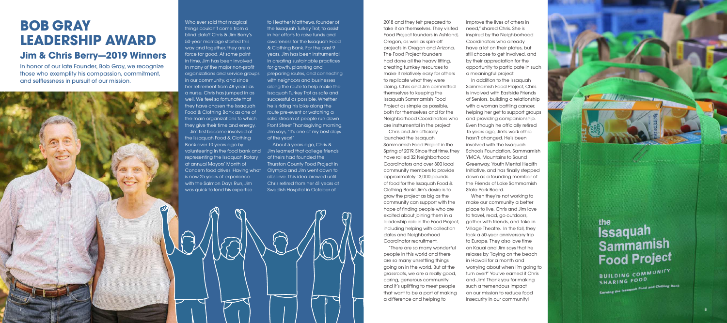# BOB GRAY LEADERSHIP AWARD

## Jim & Chris Berry—2019 Winners

In honor of our late Founder, Bob Gray, we recognize those who exemplify his compassion, commitment, and selflessness in pursuit of our mission.

Who ever said that magical things couldn't come from a blind date? Chris & Jim Berry's 50-year marriage started this way and together, they are a force for good. At some point in time, Jim has been involved in many of the major non-profit organizations and service groups in our community, and since her retirement from 48 years as a nurse, Chris has jumped in as well. We feel so fortunate that they have chosen the Issaquah Food & Clothing Bank as one of the main organizations to which they give their time and energy.

Jim first became involved at the Issaquah Food & Clothing Bank over 10 years ago by volunteering in the food bank and representing the Issaquah Rotary at annual Mayors' Month of Concern food drives. Having what is now 25 years of experience with the Salmon Days Run, Jim was quick to lend his expertise to Heather Matthews, founder of the Issaquah Turkey Trot, to assist in her efforts to raise funds and awareness for the Issaquah Food & Clothing Bank. For the past 9 years, Jim has been instrumental in creating sustainable practices for growth, planning and preparing routes, and connecting with neighbors and businesses along the route to help make the Issaquah Turkey Trot as safe and successful as possible. Whether he is riding his bike along the route pre-event or watching a solid stream of people run down Front Street Thanksgiving morning, Jim says, "It's one of my best days of the year!"

About 5 years ago, Chris & Jim learned that college friends of theirs had founded the Thurston County Food Project in Olympia and Jim went down to observe. This idea brewed until Chris retired from her 41 years at Swedish Hospital in October of 2018 and they felt prepared to take it on themselves. They visited Food Project founders in Ashland, Oregon, as well as spin-off projects in Oregon and Arizona. The Food Project founders had done all the heavy lifting, creating turnkey resources to make it relatively easy for others to replicate what they were doing. Chris and Jim committed themselves to keeping the Issaquah Sammamish Food Project as simple as possible, both for themselves and for the Neighborhood Coordinators who are instrumental in the project.

Chris and Jim officially launched the Issaquah Sammamish Food Project in the Spring of 2019. Since that time, they have rallied 32 Neighborhood Coordinators and over 300 local community members to provide approximately 13,000 pounds of food for the Issaquah Food & Clothing Bank! Jim's desire is to grow the project as big as the community can support with the hope of finding people who are excited about joining them in a leadership role in the Food Project, including helping with collection dates and Neighborhood Coordinator recruitment.

"There are so many wonderful people in this world and there are so many unsettling things going on in the world. But at the grassroots, we are a really good, caring, generous community and it's uplifting to meet people that want to be a part of making a difference and helping to improve the lives of others in need," shared Chris. She is inspired by the Neighborhood Coordinators who already have a lot on their plates, but still choose to get involved, and by their appreciation for the opportunity to participate in such a meaningful project.

In addition to the Issaquah Sammamish Food Project, Chris is involved with Eastside Friends of Seniors, building a relationship with a woman battling cancer, helping her get to support groups and providing companionship. Even though he officially retired 15 years ago, Jim's work ethic hasn't changed. He's been involved with the Issaquah Schools Foundation, Sammamish YMCA, Mountains to Sound Greenway, Youth Mental Health Initiative, and has finally stepped down as a founding member of the Friends of Lake Sammamish State Park Board.

When they're not working to make our community a better place to live, Chris and Jim love to travel, read, go outdoors, gather with friends, and take in Village Theatre. In the fall, they took a 50-year anniversary trip to Europe. They also love time on Kauai and Jim says that he relaxes by "laying on the beach in Hawaii for a month and worrying about when I'm going to turn over!" You've earned it Chris and Jim! Thank you for making such a tremendous impact on our mission to reduce food insecurity in our community!

the Issaquah Sammamish Food Project

BUILDING COMMUNITY SHARING FOOD

Serving the Issaquah Food and Clothing Bank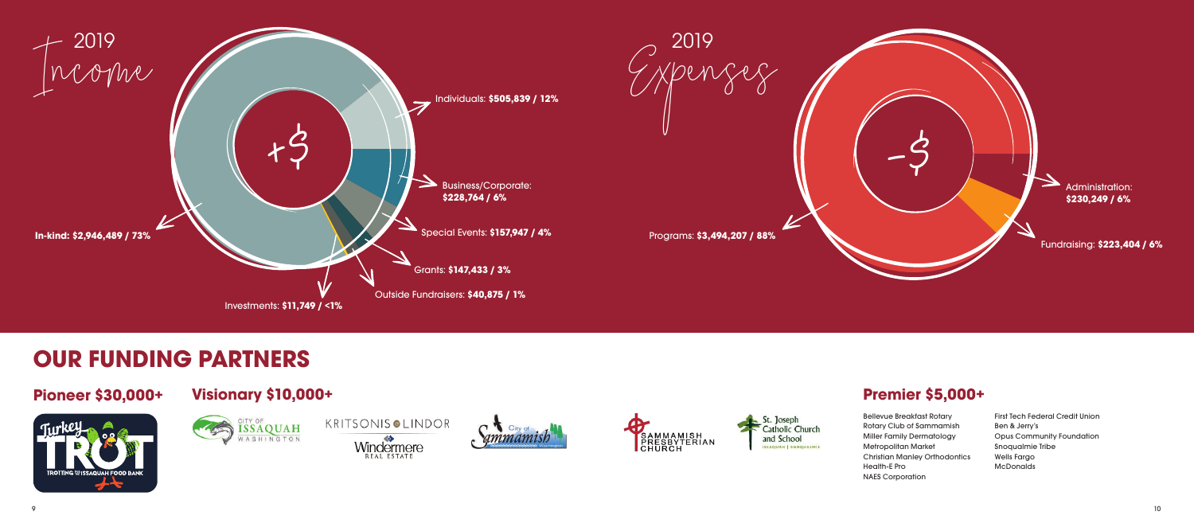## 2019 Income

+$

- Individuals: **$505,839 / 12%**
- Business/Corporate: **$228,764 / 6%**
- Special Events: **$157,947 / 4%**
- Grants: **$147,433 / 3%**
- Outside Fundraisers: **$40,875 / 1%**
- Investments: **$11,749 / <1%**
- In-kind: **$2,946,489 / 73%**

## 2019 Expenses

-$

- Administration: **$230,249 / 6%**
- Fundraising: **$223,404 / 6%**
- Programs: **$3,494,207 / 88%**

# OUR FUNDING PARTNERS

## Pioneer $30,000+

Turkey Trot – Trotting for the Issaquah Food Bank

## Visionary $10,000+

City of Issaquah Washington

Kritsonis & Lindor Windermere Real Estate

City of Sammamish

Sammamish Presbyterian Church

St. Joseph Catholic Church and School – Issaquah | Snoqualmie

## Premier $5,000+

- Bellevue Breakfast Rotary
- Rotary Club of Sammamish
- Miller Family Dermatology
- Metropolitan Market
- Christian Manley Orthodontics
- Health-E Pro
- NAES Corporation
- First Tech Federal Credit Union
- Ben & Jerry's
- Opus Community Foundation
- Snoqualmie Tribe
- Wells Fargo
- McDonalds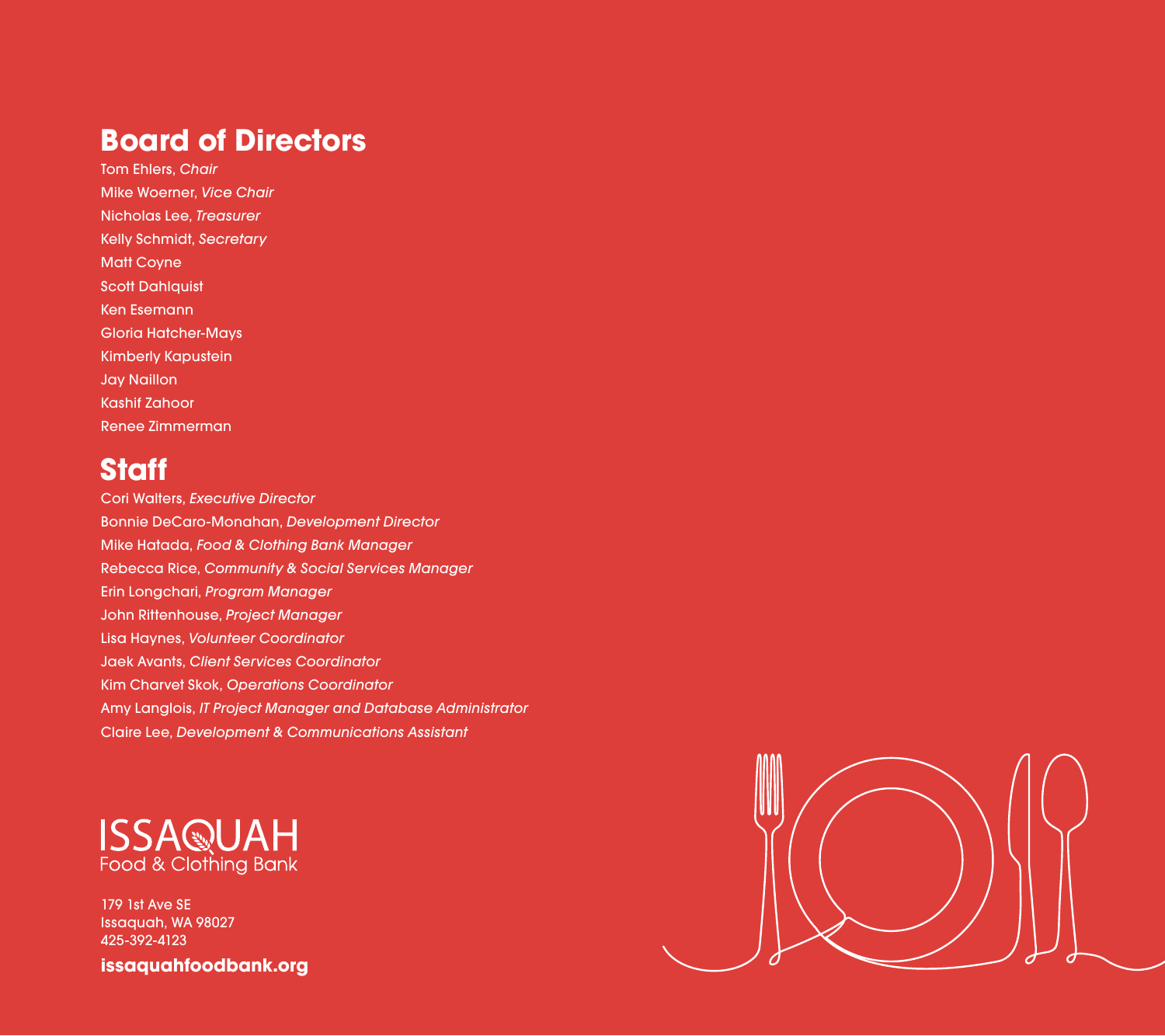## Board of Directors

Tom Ehlers, *Chair*  
Mike Woerner, *Vice Chair*  
Nicholas Lee, *Treasurer*  
Kelly Schmidt, *Secretary*  
Matt Coyne  
Scott Dahlquist  
Ken Esemann  
Gloria Hatcher-Mays  
Kimberly Kapustein  
Jay Naillon  
Kashif Zahoor  
Renee Zimmerman

## Staff

Cori Walters, *Executive Director*  
Bonnie DeCaro-Monahan, *Development Director*  
Mike Hatada, *Food & Clothing Bank Manager*  
Rebecca Rice, *Community & Social Services Manager*  
Erin Longchari, *Program Manager*  
John Rittenhouse, *Project Manager*  
Lisa Haynes, *Volunteer Coordinator*  
Jaek Avants, *Client Services Coordinator*  
Kim Charvet Skok, *Operations Coordinator*  
Amy Langlois, *IT Project Manager and Database Administrator*  
Claire Lee, *Development & Communications Assistant*

ISSAQUAH  
Food & Clothing Bank

179 1st Ave SE  
Issaquah, WA 98027  
425-392-4123

**issaquahfoodbank.org**